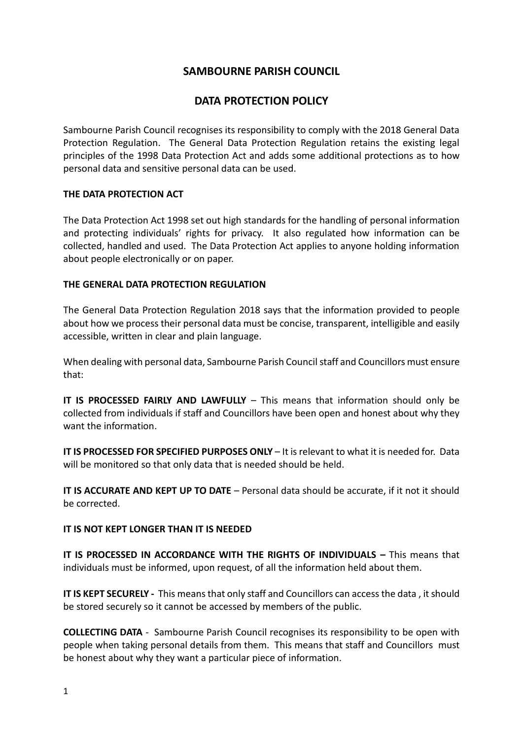# SAMBOURNE PARISH COUNCIL

## DATA PROTECTION POLICY

Sambourne Parish Council recognises its responsibility to comply with the 2018 General Data Protection Regulation. The General Data Protection Regulation retains the existing legal principles of the 1998 Data Protection Act and adds some additional protections as to how personal data and sensitive personal data can be used.

### THE DATA PROTECTION ACT

The Data Protection Act 1998 set out high standards for the handling of personal information and protecting individuals' rights for privacy. It also regulated how information can be collected, handled and used. The Data Protection Act applies to anyone holding information about people electronically or on paper.

### THE GENERAL DATA PROTECTION REGULATION

The General Data Protection Regulation 2018 says that the information provided to people about how we process their personal data must be concise, transparent, intelligible and easily accessible, written in clear and plain language.

When dealing with personal data, Sambourne Parish Council staff and Councillors must ensure that:

**IT IS PROCESSED FAIRLY AND LAWFULLY** – This means that information should only be collected from individuals if staff and Councillors have been open and honest about why they want the information.

**IT IS PROCESSED FOR SPECIFIED PURPOSES ONLY** – It is relevant to what it is needed for. Data will be monitored so that only data that is needed should be held.

**IT IS ACCURATE AND KEPT UP TO DATE** – Personal data should be accurate, if it not it should be corrected.

**IT IS NOT KEPT LONGER THAN IT IS NEEDED**

**IT IS PROCESSED IN ACCORDANCE WITH THE RIGHTS OF INDIVIDUALS –** This means that individuals must be informed, upon request, of all the information held about them.

**IT IS KEPT SECURELY -** This means that only staff and Councillors can access the data , it should be stored securely so it cannot be accessed by members of the public.

**COLLECTING DATA** - Sambourne Parish Council recognises its responsibility to be open with people when taking personal details from them. This means that staff and Councillors must be honest about why they want a particular piece of information.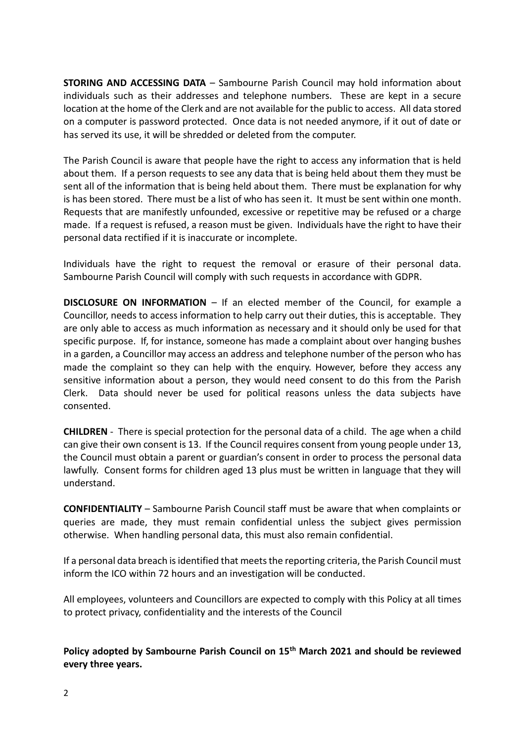**STORING AND ACCESSING DATA** – Sambourne Parish Council may hold information about individuals such as their addresses and telephone numbers. These are kept in a secure location at the home of the Clerk and are not available for the public to access. All data stored on a computer is password protected. Once data is not needed anymore, if it out of date or has served its use, it will be shredded or deleted from the computer.

The Parish Council is aware that people have the right to access any information that is held about them. If a person requests to see any data that is being held about them they must be sent all of the information that is being held about them. There must be explanation for why is has been stored. There must be a list of who has seen it. It must be sent within one month. Requests that are manifestly unfounded, excessive or repetitive may be refused or a charge made. If a request is refused, a reason must be given. Individuals have the right to have their personal data rectified if it is inaccurate or incomplete.

Individuals have the right to request the removal or erasure of their personal data. Sambourne Parish Council will comply with such requests in accordance with GDPR.

**DISCLOSURE ON INFORMATION** – If an elected member of the Council, for example a Councillor, needs to access information to help carry out their duties, this is acceptable. They are only able to access as much information as necessary and it should only be used for that specific purpose. If, for instance, someone has made a complaint about over hanging bushes in a garden, a Councillor may access an address and telephone number of the person who has made the complaint so they can help with the enquiry. However, before they access any sensitive information about a person, they would need consent to do this from the Parish Clerk. Data should never be used for political reasons unless the data subjects have consented.

**CHILDREN** - There is special protection for the personal data of a child. The age when a child can give their own consent is 13. If the Council requires consent from young people under 13, the Council must obtain a parent or guardian's consent in order to process the personal data lawfully. Consent forms for children aged 13 plus must be written in language that they will understand.

**CONFIDENTIALITY** – Sambourne Parish Council staff must be aware that when complaints or queries are made, they must remain confidential unless the subject gives permission otherwise. When handling personal data, this must also remain confidential.

If a personal data breach is identified that meets the reporting criteria, the Parish Council must inform the ICO within 72 hours and an investigation will be conducted.

All employees, volunteers and Councillors are expected to comply with this Policy at all times to protect privacy, confidentiality and the interests of the Council

**Policy adopted by Sambourne Parish Council on 15th March 2021 and should be reviewed every three years.**